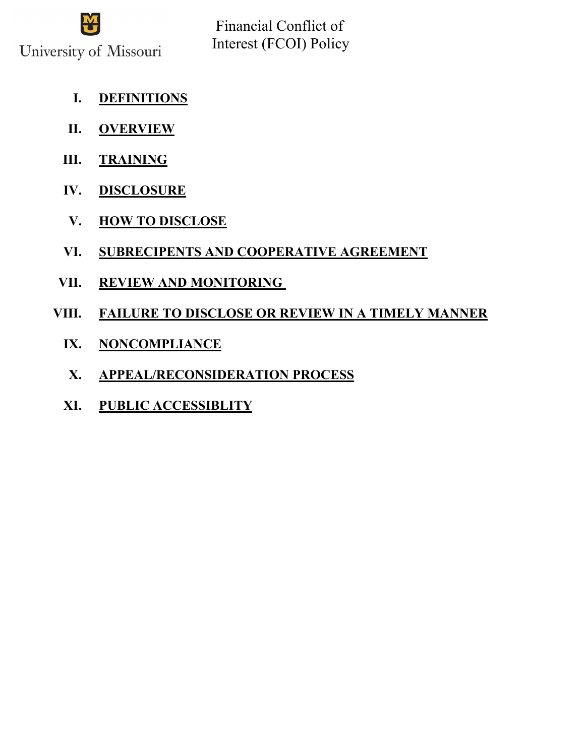University of Missouri

# Financial Conflict of Interest (FCOI) Policy

I. **DEFINITIONS**

II. **OVERVIEW**

III. **TRAINING**

IV. **DISCLOSURE**

V. **HOW TO DISCLOSE**

VI. **SUBRECIPENTS AND COOPERATIVE AGREEMENT**

VII. **REVIEW AND MONITORING**

VIII. **FAILURE TO DISCLOSE OR REVIEW IN A TIMELY MANNER**

IX. **NONCOMPLIANCE**

X. **APPEAL/RECONSIDERATION PROCESS**

XI. **PUBLIC ACCESSIBLITY**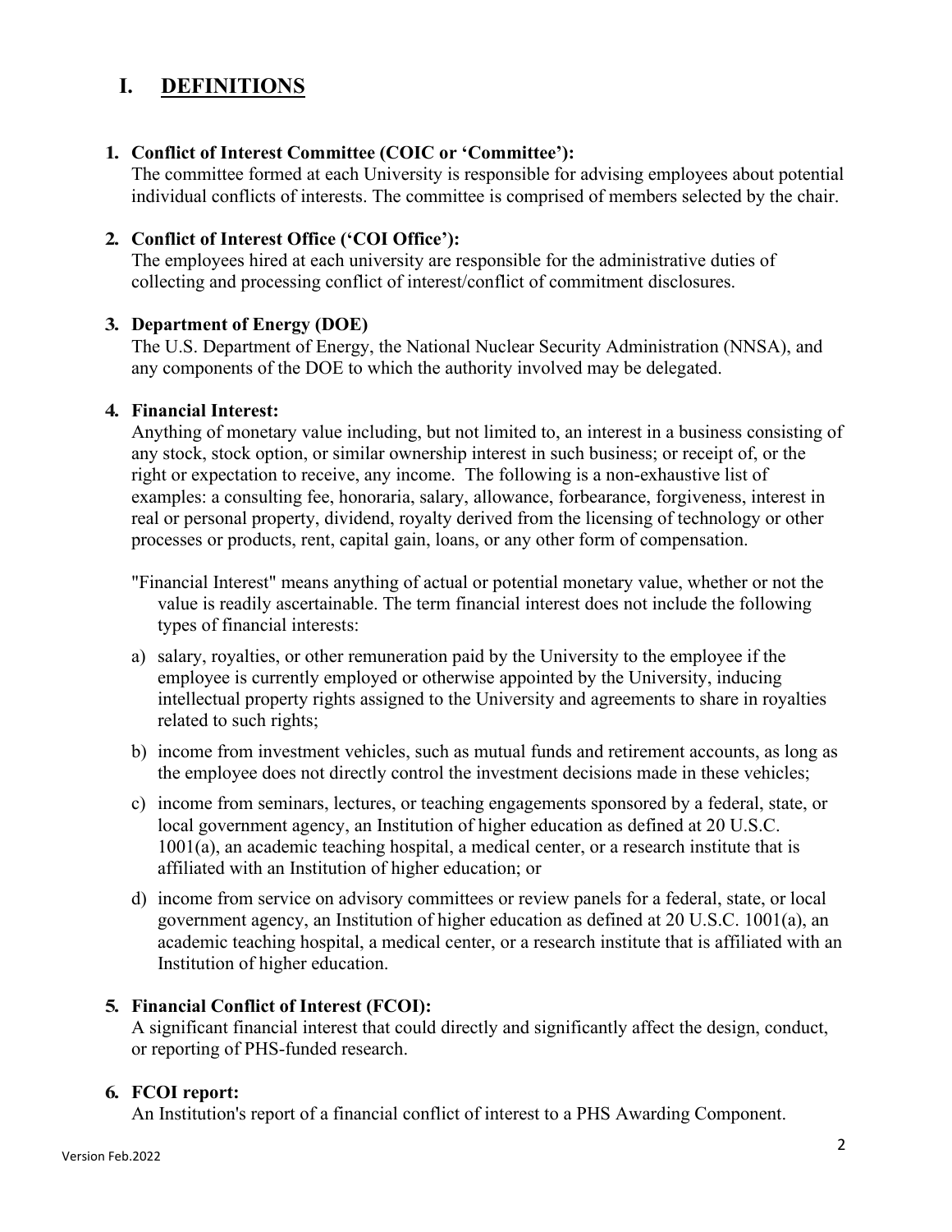# I. DEFINITIONS

**1. Conflict of Interest Committee (COIC or 'Committee'):**
The committee formed at each University is responsible for advising employees about potential individual conflicts of interests. The committee is comprised of members selected by the chair.

**2. Conflict of Interest Office ('COI Office'):**
The employees hired at each university are responsible for the administrative duties of collecting and processing conflict of interest/conflict of commitment disclosures.

**3. Department of Energy (DOE)**
The U.S. Department of Energy, the National Nuclear Security Administration (NNSA), and any components of the DOE to which the authority involved may be delegated.

**4. Financial Interest:**
Anything of monetary value including, but not limited to, an interest in a business consisting of any stock, stock option, or similar ownership interest in such business; or receipt of, or the right or expectation to receive, any income. The following is a non-exhaustive list of examples: a consulting fee, honoraria, salary, allowance, forbearance, forgiveness, interest in real or personal property, dividend, royalty derived from the licensing of technology or other processes or products, rent, capital gain, loans, or any other form of compensation.

"Financial Interest" means anything of actual or potential monetary value, whether or not the value is readily ascertainable. The term financial interest does not include the following types of financial interests:

a) salary, royalties, or other remuneration paid by the University to the employee if the employee is currently employed or otherwise appointed by the University, inducing intellectual property rights assigned to the University and agreements to share in royalties related to such rights;

b) income from investment vehicles, such as mutual funds and retirement accounts, as long as the employee does not directly control the investment decisions made in these vehicles;

c) income from seminars, lectures, or teaching engagements sponsored by a federal, state, or local government agency, an Institution of higher education as defined at 20 U.S.C. 1001(a), an academic teaching hospital, a medical center, or a research institute that is affiliated with an Institution of higher education; or

d) income from service on advisory committees or review panels for a federal, state, or local government agency, an Institution of higher education as defined at 20 U.S.C. 1001(a), an academic teaching hospital, a medical center, or a research institute that is affiliated with an Institution of higher education.

**5. Financial Conflict of Interest (FCOI):**
A significant financial interest that could directly and significantly affect the design, conduct, or reporting of PHS-funded research.

**6. FCOI report:**
An Institution's report of a financial conflict of interest to a PHS Awarding Component.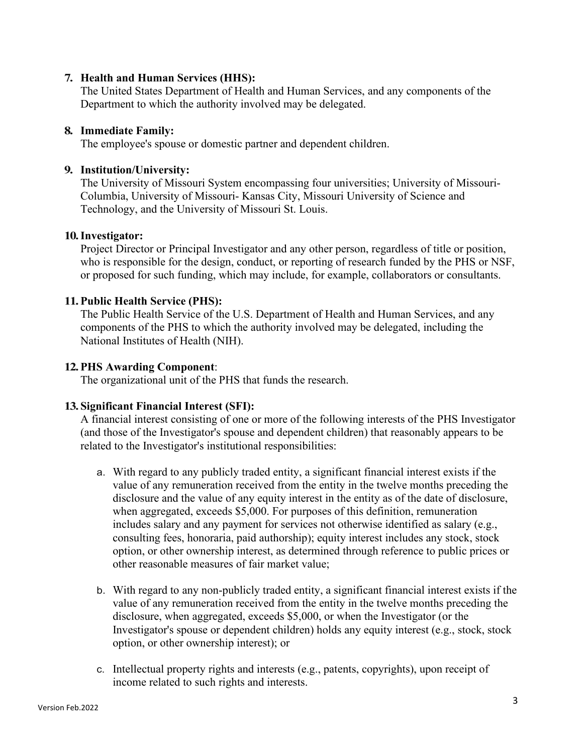7. **Health and Human Services (HHS):**
   The United States Department of Health and Human Services, and any components of the Department to which the authority involved may be delegated.

8. **Immediate Family:**
   The employee's spouse or domestic partner and dependent children.

9. **Institution/University:**
   The University of Missouri System encompassing four universities; University of Missouri-Columbia, University of Missouri- Kansas City, Missouri University of Science and Technology, and the University of Missouri St. Louis.

10. **Investigator:**
    Project Director or Principal Investigator and any other person, regardless of title or position, who is responsible for the design, conduct, or reporting of research funded by the PHS or NSF, or proposed for such funding, which may include, for example, collaborators or consultants.

11. **Public Health Service (PHS):**
    The Public Health Service of the U.S. Department of Health and Human Services, and any components of the PHS to which the authority involved may be delegated, including the National Institutes of Health (NIH).

12. **PHS Awarding Component**:
    The organizational unit of the PHS that funds the research.

13. **Significant Financial Interest (SFI):**
    A financial interest consisting of one or more of the following interests of the PHS Investigator (and those of the Investigator's spouse and dependent children) that reasonably appears to be related to the Investigator's institutional responsibilities:

    a. With regard to any publicly traded entity, a significant financial interest exists if the value of any remuneration received from the entity in the twelve months preceding the disclosure and the value of any equity interest in the entity as of the date of disclosure, when aggregated, exceeds $5,000. For purposes of this definition, remuneration includes salary and any payment for services not otherwise identified as salary (e.g., consulting fees, honoraria, paid authorship); equity interest includes any stock, stock option, or other ownership interest, as determined through reference to public prices or other reasonable measures of fair market value;

    b. With regard to any non-publicly traded entity, a significant financial interest exists if the value of any remuneration received from the entity in the twelve months preceding the disclosure, when aggregated, exceeds $5,000, or when the Investigator (or the Investigator's spouse or dependent children) holds any equity interest (e.g., stock, stock option, or other ownership interest); or

    c. Intellectual property rights and interests (e.g., patents, copyrights), upon receipt of income related to such rights and interests.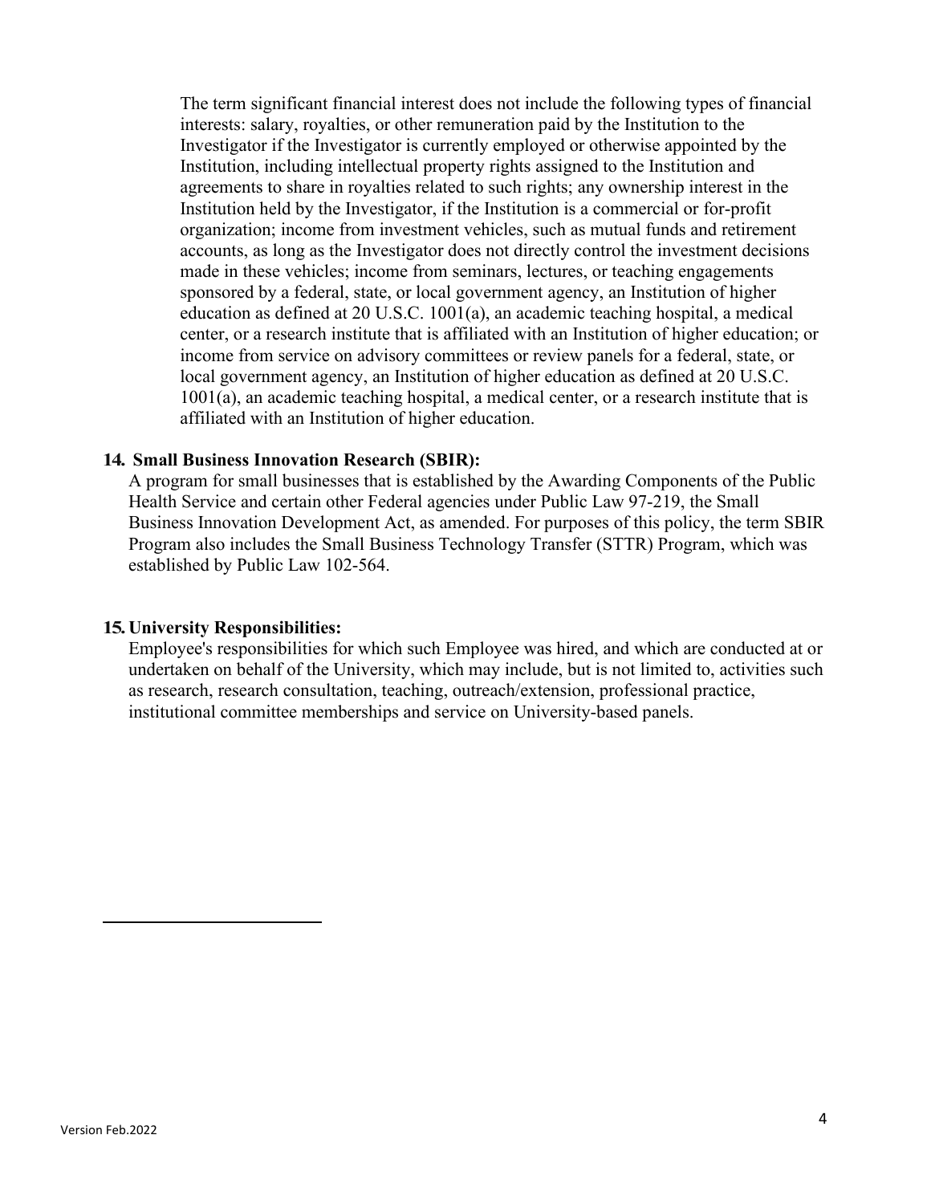The term significant financial interest does not include the following types of financial interests: salary, royalties, or other remuneration paid by the Institution to the Investigator if the Investigator is currently employed or otherwise appointed by the Institution, including intellectual property rights assigned to the Institution and agreements to share in royalties related to such rights; any ownership interest in the Institution held by the Investigator, if the Institution is a commercial or for-profit organization; income from investment vehicles, such as mutual funds and retirement accounts, as long as the Investigator does not directly control the investment decisions made in these vehicles; income from seminars, lectures, or teaching engagements sponsored by a federal, state, or local government agency, an Institution of higher education as defined at 20 U.S.C. 1001(a), an academic teaching hospital, a medical center, or a research institute that is affiliated with an Institution of higher education; or income from service on advisory committees or review panels for a federal, state, or local government agency, an Institution of higher education as defined at 20 U.S.C. 1001(a), an academic teaching hospital, a medical center, or a research institute that is affiliated with an Institution of higher education.

**14. Small Business Innovation Research (SBIR):**

A program for small businesses that is established by the Awarding Components of the Public Health Service and certain other Federal agencies under Public Law 97-219, the Small Business Innovation Development Act, as amended. For purposes of this policy, the term SBIR Program also includes the Small Business Technology Transfer (STTR) Program, which was established by Public Law 102-564.

**15. University Responsibilities:**

Employee's responsibilities for which such Employee was hired, and which are conducted at or undertaken on behalf of the University, which may include, but is not limited to, activities such as research, research consultation, teaching, outreach/extension, professional practice, institutional committee memberships and service on University-based panels.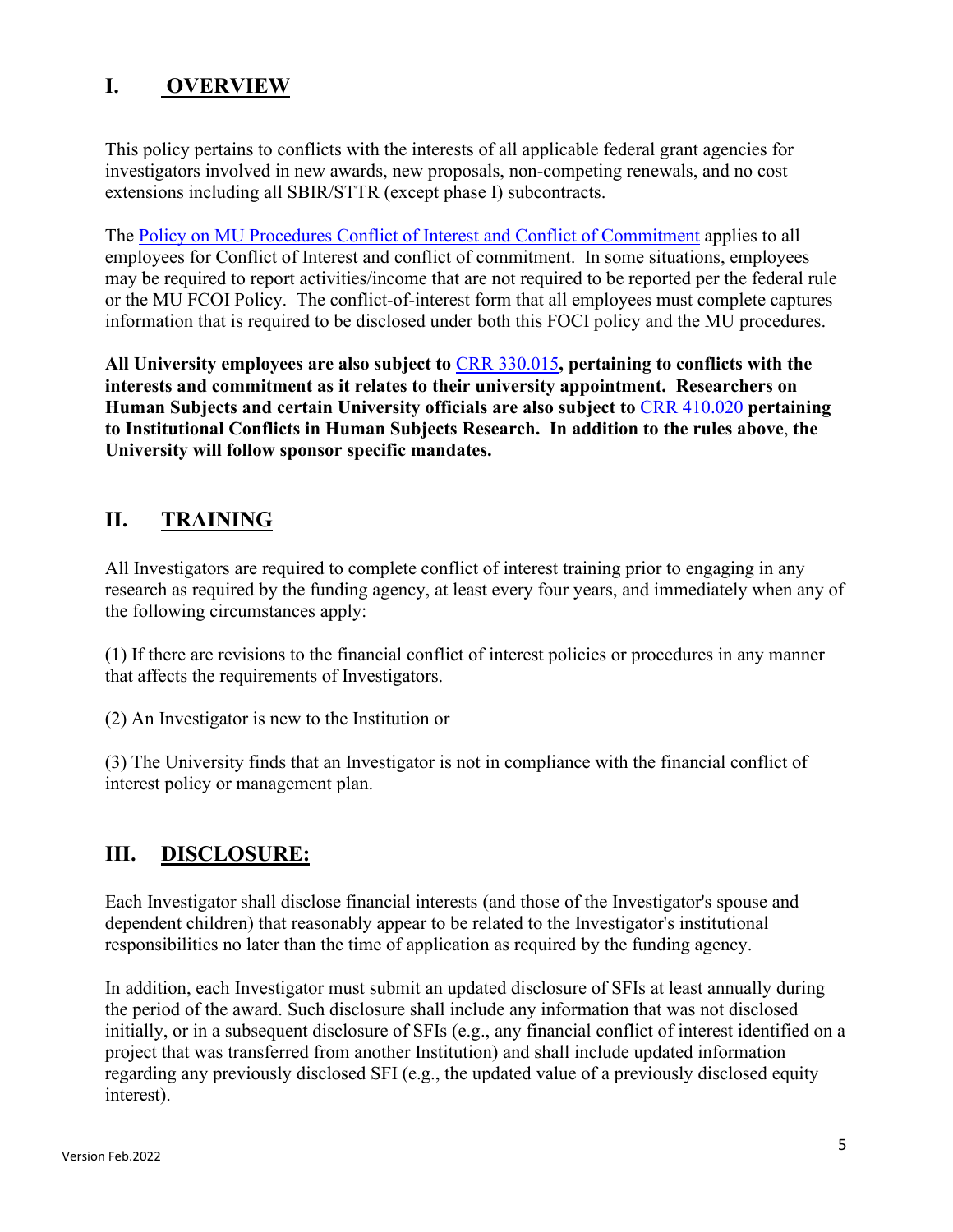## I. OVERVIEW

This policy pertains to conflicts with the interests of all applicable federal grant agencies for investigators involved in new awards, new proposals, non-competing renewals, and no cost extensions including all SBIR/STTR (except phase I) subcontracts.

The [Policy on MU Procedures Conflict of Interest and Conflict of Commitment](#) applies to all employees for Conflict of Interest and conflict of commitment. In some situations, employees may be required to report activities/income that are not required to be reported per the federal rule or the MU FCOI Policy. The conflict-of-interest form that all employees must complete captures information that is required to be disclosed under both this FOCI policy and the MU procedures.

**All University employees are also subject to [CRR 330.015](#), pertaining to conflicts with the interests and commitment as it relates to their university appointment. Researchers on Human Subjects and certain University officials are also subject to [CRR 410.020](#) pertaining to Institutional Conflicts in Human Subjects Research. In addition to the rules above, the University will follow sponsor specific mandates.**

## II. TRAINING

All Investigators are required to complete conflict of interest training prior to engaging in any research as required by the funding agency, at least every four years, and immediately when any of the following circumstances apply:

(1) If there are revisions to the financial conflict of interest policies or procedures in any manner that affects the requirements of Investigators.

(2) An Investigator is new to the Institution or

(3) The University finds that an Investigator is not in compliance with the financial conflict of interest policy or management plan.

## III. DISCLOSURE:

Each Investigator shall disclose financial interests (and those of the Investigator's spouse and dependent children) that reasonably appear to be related to the Investigator's institutional responsibilities no later than the time of application as required by the funding agency.

In addition, each Investigator must submit an updated disclosure of SFIs at least annually during the period of the award. Such disclosure shall include any information that was not disclosed initially, or in a subsequent disclosure of SFIs (e.g., any financial conflict of interest identified on a project that was transferred from another Institution) and shall include updated information regarding any previously disclosed SFI (e.g., the updated value of a previously disclosed equity interest).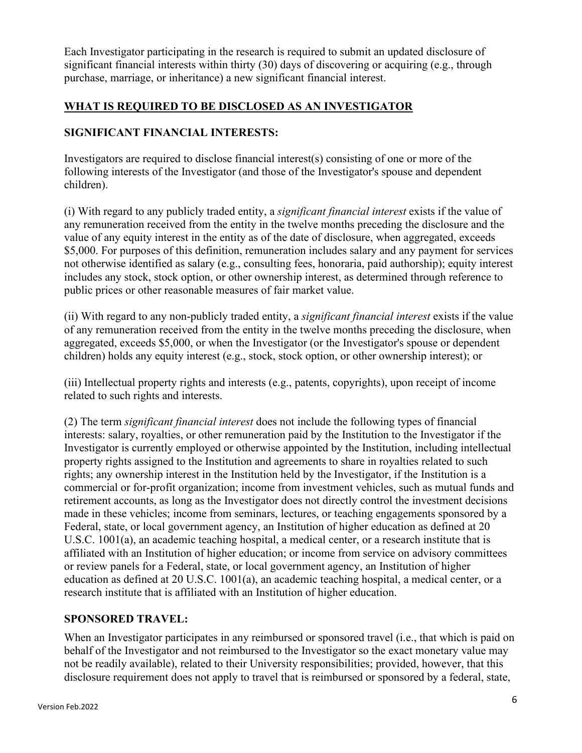Each Investigator participating in the research is required to submit an updated disclosure of significant financial interests within thirty (30) days of discovering or acquiring (e.g., through purchase, marriage, or inheritance) a new significant financial interest.

## WHAT IS REQUIRED TO BE DISCLOSED AS AN INVESTIGATOR

### SIGNIFICANT FINANCIAL INTERESTS:

Investigators are required to disclose financial interest(s) consisting of one or more of the following interests of the Investigator (and those of the Investigator's spouse and dependent children).

(i) With regard to any publicly traded entity, a *significant financial interest* exists if the value of any remuneration received from the entity in the twelve months preceding the disclosure and the value of any equity interest in the entity as of the date of disclosure, when aggregated, exceeds $5,000. For purposes of this definition, remuneration includes salary and any payment for services not otherwise identified as salary (e.g., consulting fees, honoraria, paid authorship); equity interest includes any stock, stock option, or other ownership interest, as determined through reference to public prices or other reasonable measures of fair market value.

(ii) With regard to any non-publicly traded entity, a *significant financial interest* exists if the value of any remuneration received from the entity in the twelve months preceding the disclosure, when aggregated, exceeds $5,000, or when the Investigator (or the Investigator's spouse or dependent children) holds any equity interest (e.g., stock, stock option, or other ownership interest); or

(iii) Intellectual property rights and interests (e.g., patents, copyrights), upon receipt of income related to such rights and interests.

(2) The term *significant financial interest* does not include the following types of financial interests: salary, royalties, or other remuneration paid by the Institution to the Investigator if the Investigator is currently employed or otherwise appointed by the Institution, including intellectual property rights assigned to the Institution and agreements to share in royalties related to such rights; any ownership interest in the Institution held by the Investigator, if the Institution is a commercial or for-profit organization; income from investment vehicles, such as mutual funds and retirement accounts, as long as the Investigator does not directly control the investment decisions made in these vehicles; income from seminars, lectures, or teaching engagements sponsored by a Federal, state, or local government agency, an Institution of higher education as defined at 20 U.S.C. 1001(a), an academic teaching hospital, a medical center, or a research institute that is affiliated with an Institution of higher education; or income from service on advisory committees or review panels for a Federal, state, or local government agency, an Institution of higher education as defined at 20 U.S.C. 1001(a), an academic teaching hospital, a medical center, or a research institute that is affiliated with an Institution of higher education.

### SPONSORED TRAVEL:

When an Investigator participates in any reimbursed or sponsored travel (i.e., that which is paid on behalf of the Investigator and not reimbursed to the Investigator so the exact monetary value may not be readily available), related to their University responsibilities; provided, however, that this disclosure requirement does not apply to travel that is reimbursed or sponsored by a federal, state,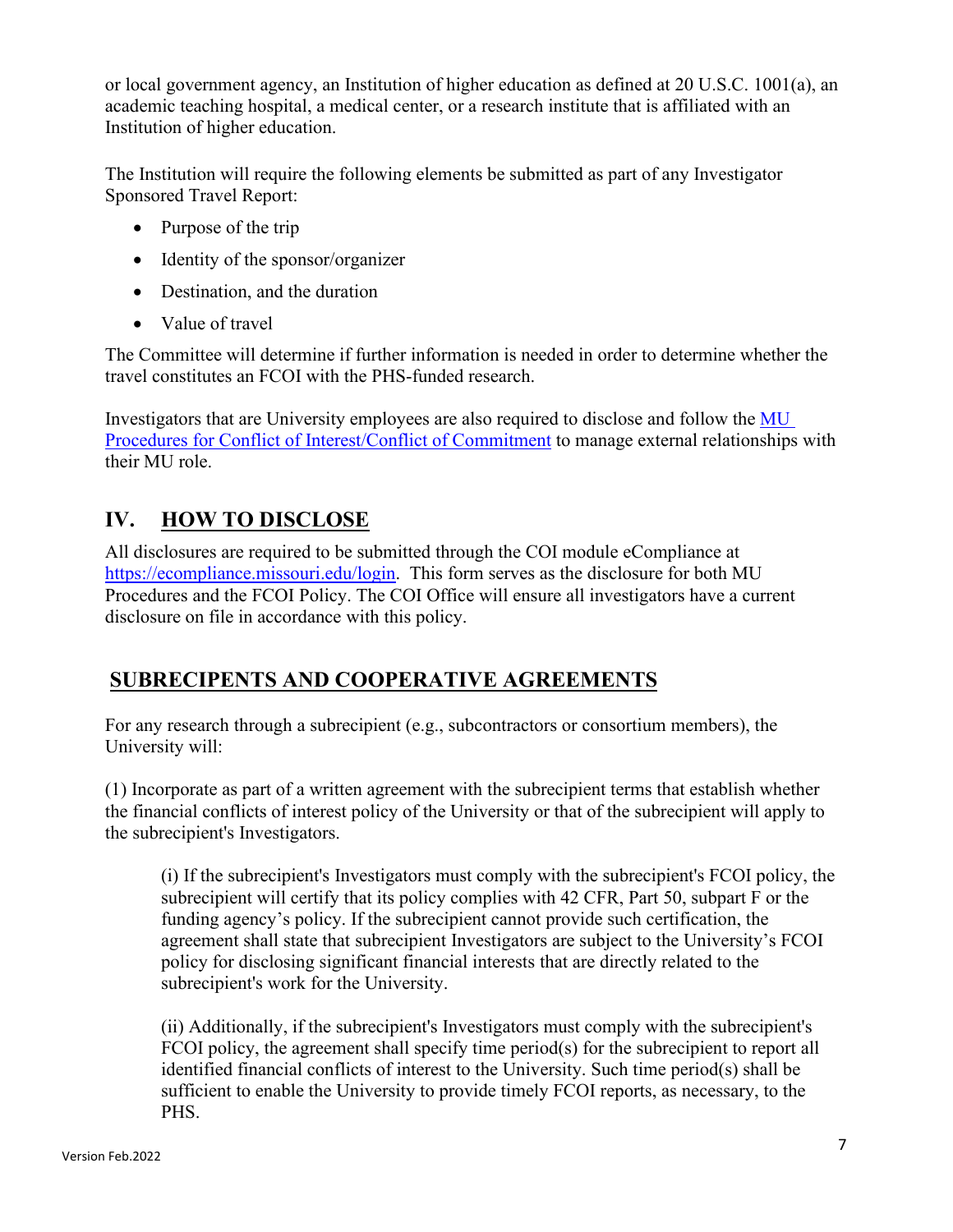or local government agency, an Institution of higher education as defined at 20 U.S.C. 1001(a), an academic teaching hospital, a medical center, or a research institute that is affiliated with an Institution of higher education.

The Institution will require the following elements be submitted as part of any Investigator Sponsored Travel Report:

- Purpose of the trip
- Identity of the sponsor/organizer
- Destination, and the duration
- Value of travel

The Committee will determine if further information is needed in order to determine whether the travel constitutes an FCOI with the PHS-funded research.

Investigators that are University employees are also required to disclose and follow the [MU Procedures for Conflict of Interest/Conflict of Commitment]() to manage external relationships with their MU role.

## IV. HOW TO DISCLOSE

All disclosures are required to be submitted through the COI module eCompliance at https://ecompliance.missouri.edu/login. This form serves as the disclosure for both MU Procedures and the FCOI Policy. The COI Office will ensure all investigators have a current disclosure on file in accordance with this policy.

## SUBRECIPENTS AND COOPERATIVE AGREEMENTS

For any research through a subrecipient (e.g., subcontractors or consortium members), the University will:

(1) Incorporate as part of a written agreement with the subrecipient terms that establish whether the financial conflicts of interest policy of the University or that of the subrecipient will apply to the subrecipient's Investigators.

> (i) If the subrecipient's Investigators must comply with the subrecipient's FCOI policy, the subrecipient will certify that its policy complies with 42 CFR, Part 50, subpart F or the funding agency's policy. If the subrecipient cannot provide such certification, the agreement shall state that subrecipient Investigators are subject to the University's FCOI policy for disclosing significant financial interests that are directly related to the subrecipient's work for the University.
>
> (ii) Additionally, if the subrecipient's Investigators must comply with the subrecipient's FCOI policy, the agreement shall specify time period(s) for the subrecipient to report all identified financial conflicts of interest to the University. Such time period(s) shall be sufficient to enable the University to provide timely FCOI reports, as necessary, to the PHS.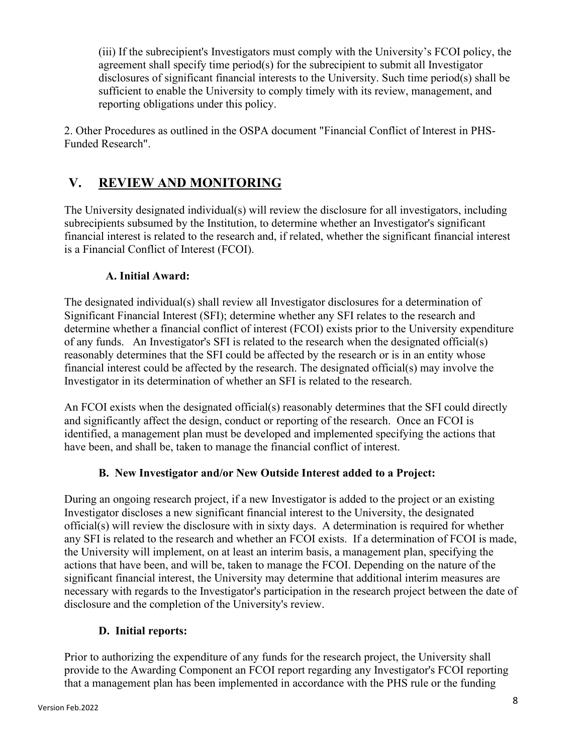(iii) If the subrecipient's Investigators must comply with the University's FCOI policy, the agreement shall specify time period(s) for the subrecipient to submit all Investigator disclosures of significant financial interests to the University. Such time period(s) shall be sufficient to enable the University to comply timely with its review, management, and reporting obligations under this policy.

2. Other Procedures as outlined in the OSPA document "Financial Conflict of Interest in PHS-Funded Research".

## V. REVIEW AND MONITORING

The University designated individual(s) will review the disclosure for all investigators, including subrecipients subsumed by the Institution, to determine whether an Investigator's significant financial interest is related to the research and, if related, whether the significant financial interest is a Financial Conflict of Interest (FCOI).

### A. Initial Award:

The designated individual(s) shall review all Investigator disclosures for a determination of Significant Financial Interest (SFI); determine whether any SFI relates to the research and determine whether a financial conflict of interest (FCOI) exists prior to the University expenditure of any funds. An Investigator's SFI is related to the research when the designated official(s) reasonably determines that the SFI could be affected by the research or is in an entity whose financial interest could be affected by the research. The designated official(s) may involve the Investigator in its determination of whether an SFI is related to the research.

An FCOI exists when the designated official(s) reasonably determines that the SFI could directly and significantly affect the design, conduct or reporting of the research. Once an FCOI is identified, a management plan must be developed and implemented specifying the actions that have been, and shall be, taken to manage the financial conflict of interest.

### B. New Investigator and/or New Outside Interest added to a Project:

During an ongoing research project, if a new Investigator is added to the project or an existing Investigator discloses a new significant financial interest to the University, the designated official(s) will review the disclosure with in sixty days. A determination is required for whether any SFI is related to the research and whether an FCOI exists. If a determination of FCOI is made, the University will implement, on at least an interim basis, a management plan, specifying the actions that have been, and will be, taken to manage the FCOI. Depending on the nature of the significant financial interest, the University may determine that additional interim measures are necessary with regards to the Investigator's participation in the research project between the date of disclosure and the completion of the University's review.

### D. Initial reports:

Prior to authorizing the expenditure of any funds for the research project, the University shall provide to the Awarding Component an FCOI report regarding any Investigator's FCOI reporting that a management plan has been implemented in accordance with the PHS rule or the funding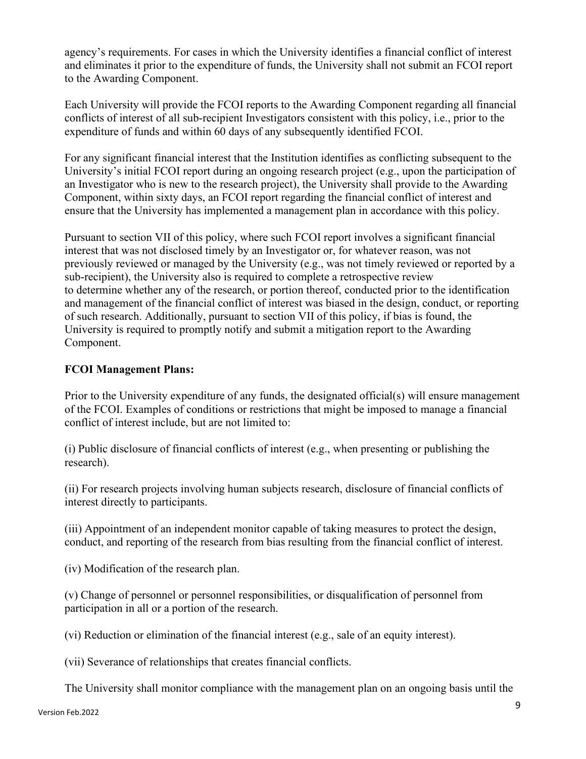agency's requirements. For cases in which the University identifies a financial conflict of interest and eliminates it prior to the expenditure of funds, the University shall not submit an FCOI report to the Awarding Component.

Each University will provide the FCOI reports to the Awarding Component regarding all financial conflicts of interest of all sub-recipient Investigators consistent with this policy, i.e., prior to the expenditure of funds and within 60 days of any subsequently identified FCOI.

For any significant financial interest that the Institution identifies as conflicting subsequent to the University's initial FCOI report during an ongoing research project (e.g., upon the participation of an Investigator who is new to the research project), the University shall provide to the Awarding Component, within sixty days, an FCOI report regarding the financial conflict of interest and ensure that the University has implemented a management plan in accordance with this policy.

Pursuant to section VII of this policy, where such FCOI report involves a significant financial interest that was not disclosed timely by an Investigator or, for whatever reason, was not previously reviewed or managed by the University (e.g., was not timely reviewed or reported by a sub-recipient), the University also is required to complete a retrospective review to determine whether any of the research, or portion thereof, conducted prior to the identification and management of the financial conflict of interest was biased in the design, conduct, or reporting of such research. Additionally, pursuant to section VII of this policy, if bias is found, the University is required to promptly notify and submit a mitigation report to the Awarding Component.

**FCOI Management Plans:**

Prior to the University expenditure of any funds, the designated official(s) will ensure management of the FCOI. Examples of conditions or restrictions that might be imposed to manage a financial conflict of interest include, but are not limited to:

(i) Public disclosure of financial conflicts of interest (e.g., when presenting or publishing the research).

(ii) For research projects involving human subjects research, disclosure of financial conflicts of interest directly to participants.

(iii) Appointment of an independent monitor capable of taking measures to protect the design, conduct, and reporting of the research from bias resulting from the financial conflict of interest.

(iv) Modification of the research plan.

(v) Change of personnel or personnel responsibilities, or disqualification of personnel from participation in all or a portion of the research.

(vi) Reduction or elimination of the financial interest (e.g., sale of an equity interest).

(vii) Severance of relationships that creates financial conflicts.

The University shall monitor compliance with the management plan on an ongoing basis until the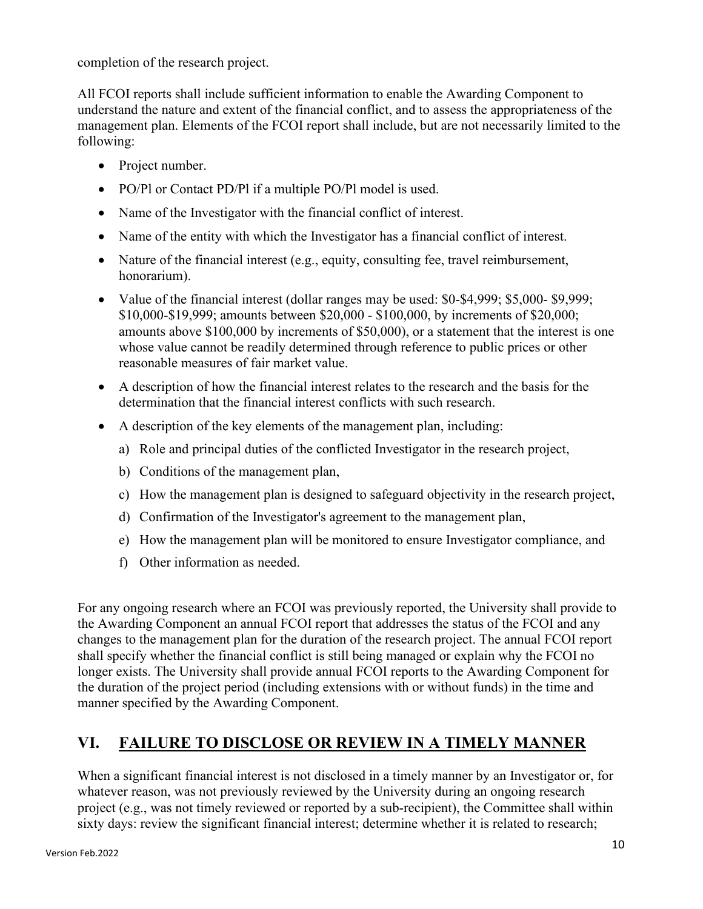completion of the research project.

All FCOI reports shall include sufficient information to enable the Awarding Component to understand the nature and extent of the financial conflict, and to assess the appropriateness of the management plan. Elements of the FCOI report shall include, but are not necessarily limited to the following:

- Project number.
- PO/Pl or Contact PD/Pl if a multiple PO/Pl model is used.
- Name of the Investigator with the financial conflict of interest.
- Name of the entity with which the Investigator has a financial conflict of interest.
- Nature of the financial interest (e.g., equity, consulting fee, travel reimbursement, honorarium).
- Value of the financial interest (dollar ranges may be used: $0-$4,999; $5,000- $9,999; $10,000-$19,999; amounts between $20,000 - $100,000, by increments of $20,000; amounts above $100,000 by increments of $50,000), or a statement that the interest is one whose value cannot be readily determined through reference to public prices or other reasonable measures of fair market value.
- A description of how the financial interest relates to the research and the basis for the determination that the financial interest conflicts with such research.
- A description of the key elements of the management plan, including:
    a) Role and principal duties of the conflicted Investigator in the research project,
    b) Conditions of the management plan,
    c) How the management plan is designed to safeguard objectivity in the research project,
    d) Confirmation of the Investigator's agreement to the management plan,
    e) How the management plan will be monitored to ensure Investigator compliance, and
    f) Other information as needed.

For any ongoing research where an FCOI was previously reported, the University shall provide to the Awarding Component an annual FCOI report that addresses the status of the FCOI and any changes to the management plan for the duration of the research project. The annual FCOI report shall specify whether the financial conflict is still being managed or explain why the FCOI no longer exists. The University shall provide annual FCOI reports to the Awarding Component for the duration of the project period (including extensions with or without funds) in the time and manner specified by the Awarding Component.

## VI. FAILURE TO DISCLOSE OR REVIEW IN A TIMELY MANNER

When a significant financial interest is not disclosed in a timely manner by an Investigator or, for whatever reason, was not previously reviewed by the University during an ongoing research project (e.g., was not timely reviewed or reported by a sub-recipient), the Committee shall within sixty days: review the significant financial interest; determine whether it is related to research;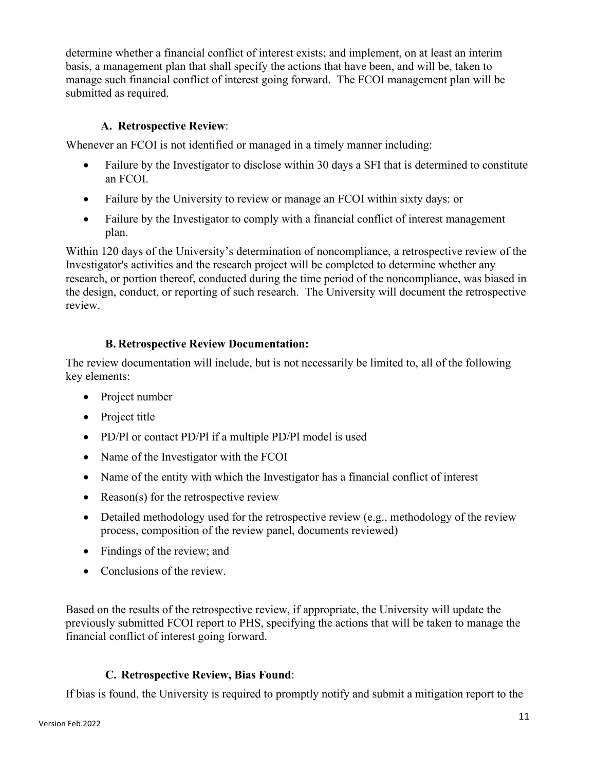determine whether a financial conflict of interest exists; and implement, on at least an interim basis, a management plan that shall specify the actions that have been, and will be, taken to manage such financial conflict of interest going forward. The FCOI management plan will be submitted as required.

### A. Retrospective Review:

Whenever an FCOI is not identified or managed in a timely manner including:

- Failure by the Investigator to disclose within 30 days a SFI that is determined to constitute an FCOI.
- Failure by the University to review or manage an FCOI within sixty days: or
- Failure by the Investigator to comply with a financial conflict of interest management plan.

Within 120 days of the University's determination of noncompliance, a retrospective review of the Investigator's activities and the research project will be completed to determine whether any research, or portion thereof, conducted during the time period of the noncompliance, was biased in the design, conduct, or reporting of such research. The University will document the retrospective review.

### B. Retrospective Review Documentation:

The review documentation will include, but is not necessarily be limited to, all of the following key elements:

- Project number
- Project title
- PD/Pl or contact PD/Pl if a multiple PD/Pl model is used
- Name of the Investigator with the FCOI
- Name of the entity with which the Investigator has a financial conflict of interest
- Reason(s) for the retrospective review
- Detailed methodology used for the retrospective review (e.g., methodology of the review process, composition of the review panel, documents reviewed)
- Findings of the review; and
- Conclusions of the review.

Based on the results of the retrospective review, if appropriate, the University will update the previously submitted FCOI report to PHS, specifying the actions that will be taken to manage the financial conflict of interest going forward.

### C. Retrospective Review, Bias Found:

If bias is found, the University is required to promptly notify and submit a mitigation report to the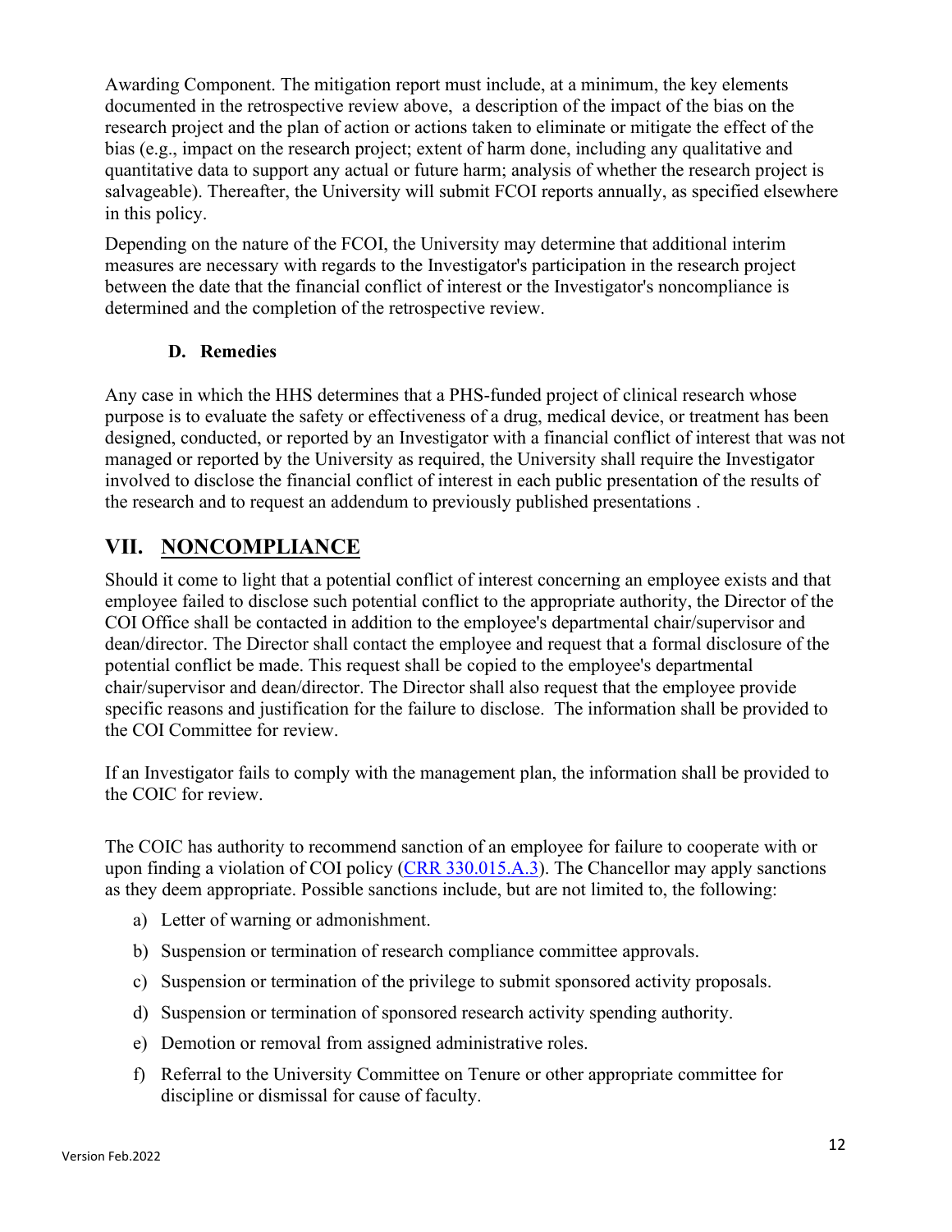Awarding Component. The mitigation report must include, at a minimum, the key elements documented in the retrospective review above, a description of the impact of the bias on the research project and the plan of action or actions taken to eliminate or mitigate the effect of the bias (e.g., impact on the research project; extent of harm done, including any qualitative and quantitative data to support any actual or future harm; analysis of whether the research project is salvageable). Thereafter, the University will submit FCOI reports annually, as specified elsewhere in this policy.

Depending on the nature of the FCOI, the University may determine that additional interim measures are necessary with regards to the Investigator's participation in the research project between the date that the financial conflict of interest or the Investigator's noncompliance is determined and the completion of the retrospective review.

### D. Remedies

Any case in which the HHS determines that a PHS-funded project of clinical research whose purpose is to evaluate the safety or effectiveness of a drug, medical device, or treatment has been designed, conducted, or reported by an Investigator with a financial conflict of interest that was not managed or reported by the University as required, the University shall require the Investigator involved to disclose the financial conflict of interest in each public presentation of the results of the research and to request an addendum to previously published presentations .

## VII. NONCOMPLIANCE

Should it come to light that a potential conflict of interest concerning an employee exists and that employee failed to disclose such potential conflict to the appropriate authority, the Director of the COI Office shall be contacted in addition to the employee's departmental chair/supervisor and dean/director. The Director shall contact the employee and request that a formal disclosure of the potential conflict be made. This request shall be copied to the employee's departmental chair/supervisor and dean/director. The Director shall also request that the employee provide specific reasons and justification for the failure to disclose. The information shall be provided to the COI Committee for review.

If an Investigator fails to comply with the management plan, the information shall be provided to the COIC for review.

The COIC has authority to recommend sanction of an employee for failure to cooperate with or upon finding a violation of COI policy (CRR 330.015.A.3). The Chancellor may apply sanctions as they deem appropriate. Possible sanctions include, but are not limited to, the following:

a) Letter of warning or admonishment.

b) Suspension or termination of research compliance committee approvals.

c) Suspension or termination of the privilege to submit sponsored activity proposals.

d) Suspension or termination of sponsored research activity spending authority.

e) Demotion or removal from assigned administrative roles.

f) Referral to the University Committee on Tenure or other appropriate committee for discipline or dismissal for cause of faculty.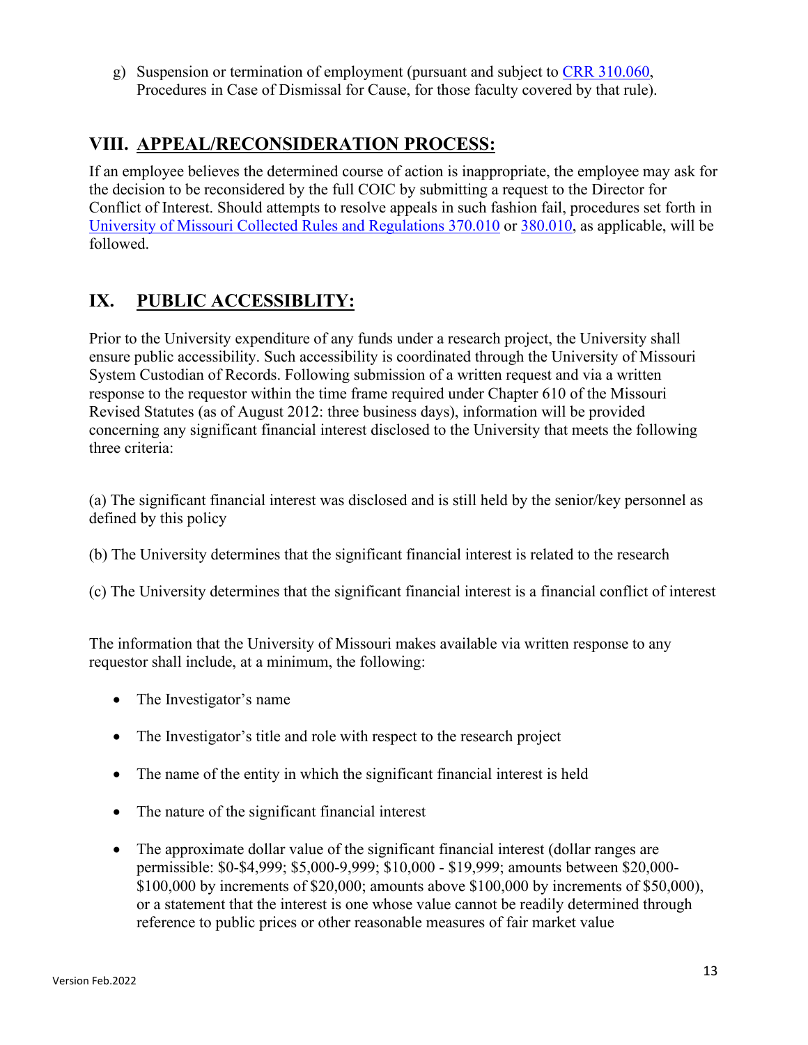g) Suspension or termination of employment (pursuant and subject to CRR 310.060, Procedures in Case of Dismissal for Cause, for those faculty covered by that rule).

## VIII. APPEAL/RECONSIDERATION PROCESS:

If an employee believes the determined course of action is inappropriate, the employee may ask for the decision to be reconsidered by the full COIC by submitting a request to the Director for Conflict of Interest. Should attempts to resolve appeals in such fashion fail, procedures set forth in University of Missouri Collected Rules and Regulations 370.010 or 380.010, as applicable, will be followed.

## IX. PUBLIC ACCESSIBLITY:

Prior to the University expenditure of any funds under a research project, the University shall ensure public accessibility. Such accessibility is coordinated through the University of Missouri System Custodian of Records. Following submission of a written request and via a written response to the requestor within the time frame required under Chapter 610 of the Missouri Revised Statutes (as of August 2012: three business days), information will be provided concerning any significant financial interest disclosed to the University that meets the following three criteria:

(a) The significant financial interest was disclosed and is still held by the senior/key personnel as defined by this policy

(b) The University determines that the significant financial interest is related to the research

(c) The University determines that the significant financial interest is a financial conflict of interest

The information that the University of Missouri makes available via written response to any requestor shall include, at a minimum, the following:

- The Investigator's name
- The Investigator's title and role with respect to the research project
- The name of the entity in which the significant financial interest is held
- The nature of the significant financial interest
- The approximate dollar value of the significant financial interest (dollar ranges are permissible: $0-$4,999; $5,000-9,999; $10,000 - $19,999; amounts between $20,000-$100,000 by increments of $20,000; amounts above $100,000 by increments of $50,000), or a statement that the interest is one whose value cannot be readily determined through reference to public prices or other reasonable measures of fair market value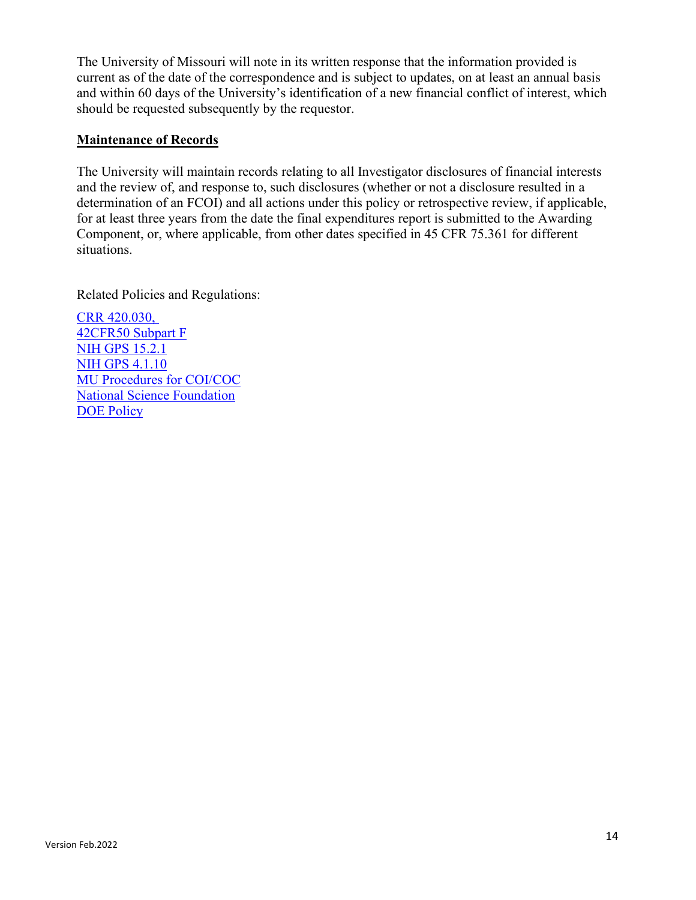The University of Missouri will note in its written response that the information provided is current as of the date of the correspondence and is subject to updates, on at least an annual basis and within 60 days of the University's identification of a new financial conflict of interest, which should be requested subsequently by the requestor.

## Maintenance of Records

The University will maintain records relating to all Investigator disclosures of financial interests and the review of, and response to, such disclosures (whether or not a disclosure resulted in a determination of an FCOI) and all actions under this policy or retrospective review, if applicable, for at least three years from the date the final expenditures report is submitted to the Awarding Component, or, where applicable, from other dates specified in 45 CFR 75.361 for different situations.

Related Policies and Regulations:

CRR 420.030,
42CFR50 Subpart F
NIH GPS 15.2.1
NIH GPS 4.1.10
MU Procedures for COI/COC
National Science Foundation
DOE Policy

Version Feb.2022